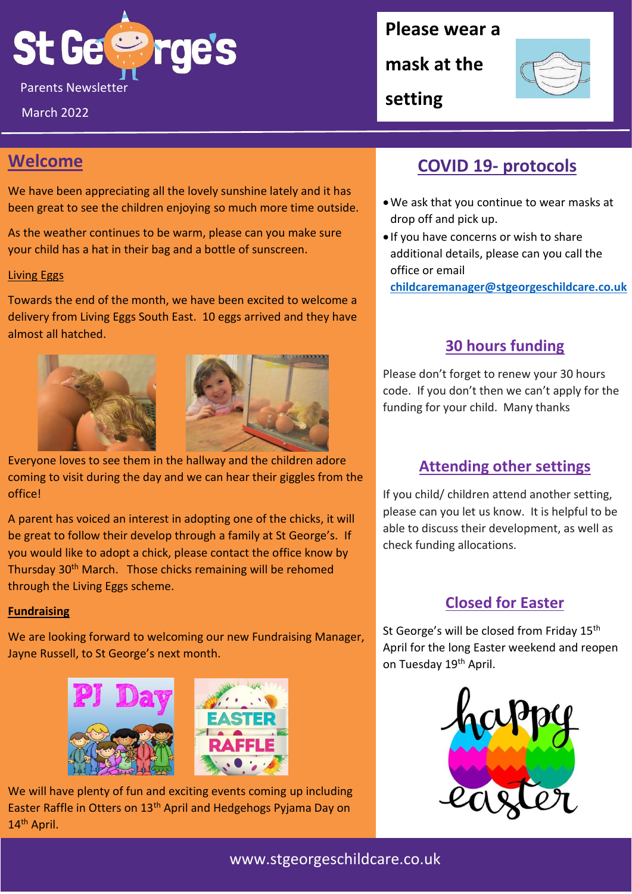# St George's

Parents Newsletter

March 2022

**Please wear a mask at the setting**

## Welcome

We have been appreciating all the lovely sunshine lately and it has been great to see the children enjoying so much more time outside.

As the weather continues to be warm, please can you make sure your child has a hat in their bag and a bottle of sunscreen.

### Living Eggs

Towards the end of the month, we have been excited to welcome a delivery from Living Eggs South East. 10 eggs arrived and they have almost all hatched.

Everyone loves to see them in the hallway and the children adore coming to visit during the day and we can hear their giggles from the office!

A parent has voiced an interest in adopting one of the chicks, it will be great to follow their develop through a family at St George's. If you would like to adopt a chick, please contact the office know by Thursday 30th March. Those chicks remaining will be rehomed through the Living Eggs scheme.

### Fundraising

We are looking forward to welcoming our new Fundraising Manager, Jayne Russell, to St George's next month.

PJ Day

EASTER RAFFLE

We will have plenty of fun and exciting events coming up including Easter Raffle in Otters on 13th April and Hedgehogs Pyjama Day on 14th April.

## COVID 19- protocols

- We ask that you continue to wear masks at drop off and pick up.
- If you have concerns or wish to share additional details, please can you call the office or email **childcaremanager@stgeorgeschildcare.co.uk**

## 30 hours funding

Please don't forget to renew your 30 hours code. If you don't then we can't apply for the funding for your child. Many thanks

## Attending other settings

If you child/ children attend another setting, please can you let us know. It is helpful to be able to discuss their development, as well as check funding allocations.

## Closed for Easter

St George's will be closed from Friday 15th April for the long Easter weekend and reopen on Tuesday 19th April.

happy easter

www.stgeorgeschildcare.co.uk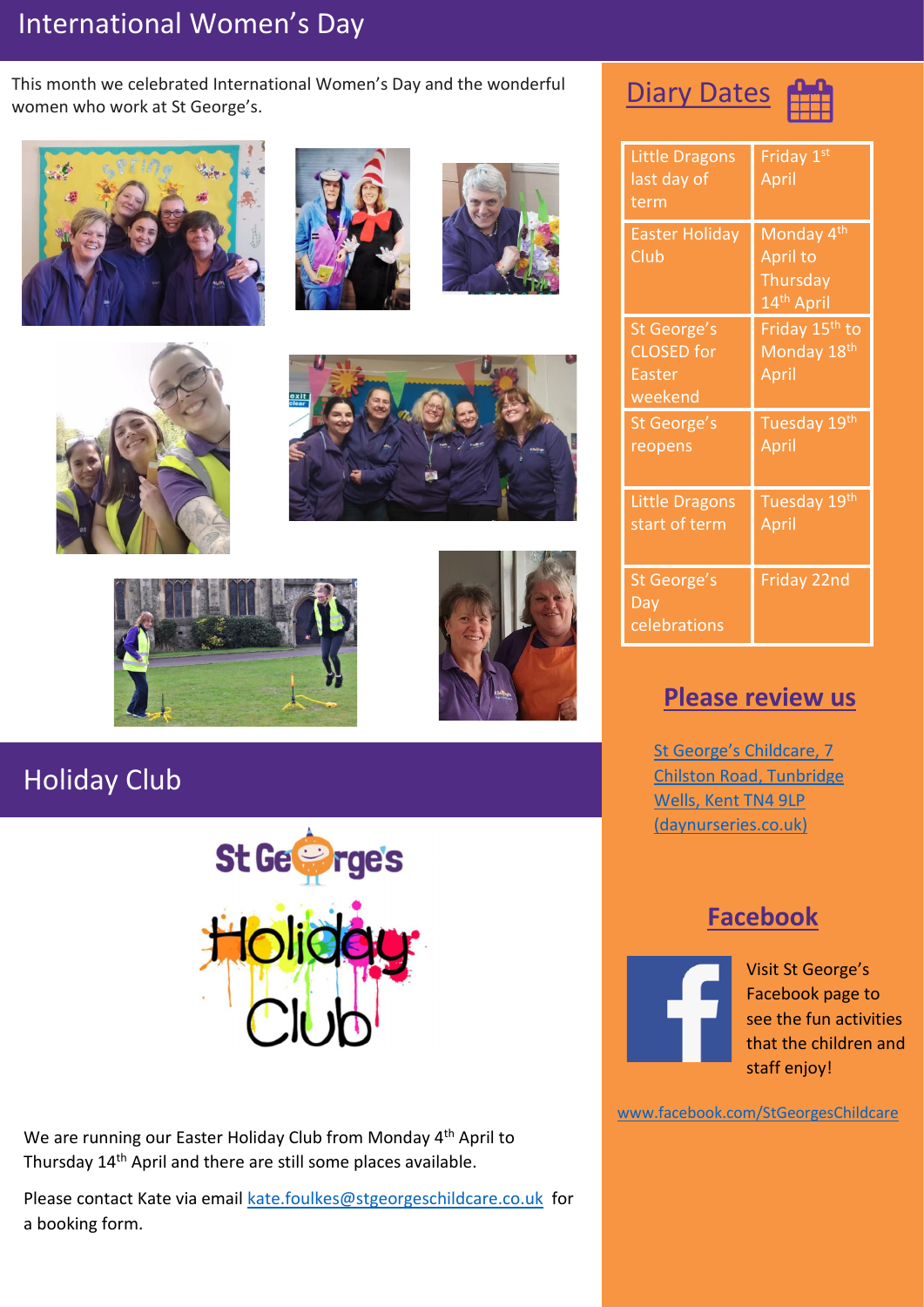# International Women's Day

This month we celebrated International Women's Day and the wonderful women who work at St George's.

# Holiday Club

We are running our Easter Holiday Club from Monday 4th April to Thursday 14th April and there are still some places available.

Please contact Kate via email kate.foulkes@stgeorgeschildcare.co.uk for a booking form.

## Diary Dates

| | |
|---|---|
| Little Dragons last day of term | Friday 1st April |
| Easter Holiday Club | Monday 4th April to Thursday 14th April |
| St George's CLOSED for Easter weekend | Friday 15th to Monday 18th April |
| St George's reopens | Tuesday 19th April |
| Little Dragons start of term | Tuesday 19th April |
| St George's Day celebrations | Friday 22nd |

## Please review us

St George's Childcare, 7 Chilston Road, Tunbridge Wells, Kent TN4 9LP (daynurseries.co.uk)

## Facebook

Visit St George's Facebook page to see the fun activities that the children and staff enjoy!

www.facebook.com/StGeorgesChildcare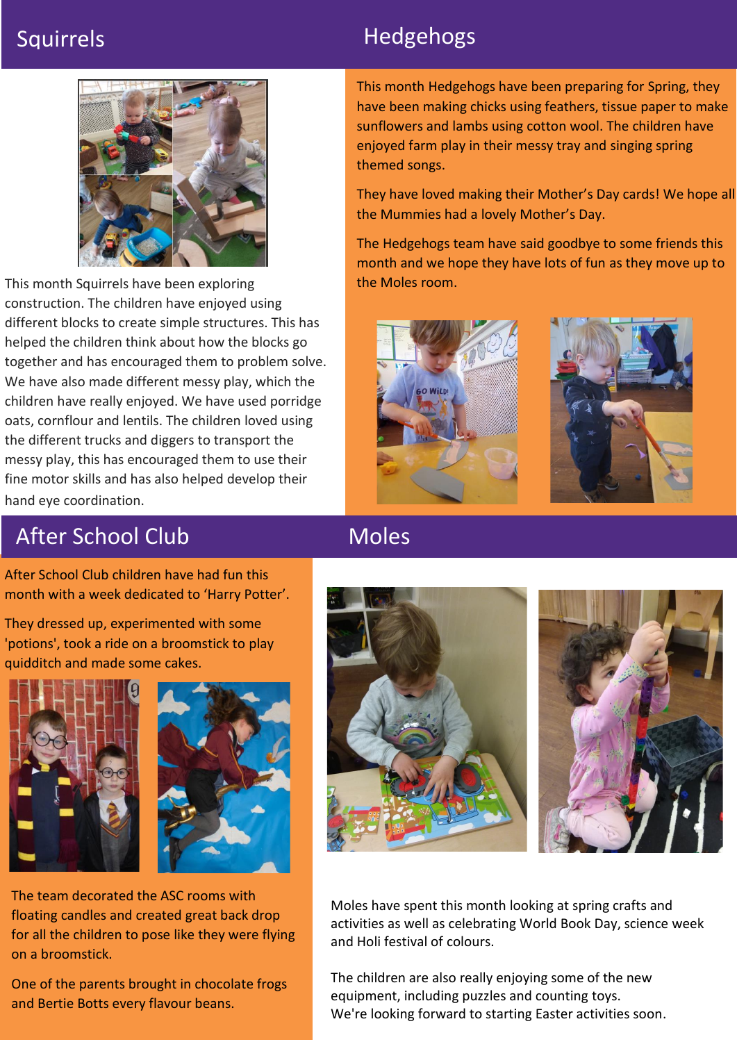## Squirrels

This month Squirrels have been exploring construction. The children have enjoyed using different blocks to create simple structures. This has helped the children think about how the blocks go together and has encouraged them to problem solve. We have also made different messy play, which the children have really enjoyed. We have used porridge oats, cornflour and lentils. The children loved using the different trucks and diggers to transport the messy play, this has encouraged them to use their fine motor skills and has also helped develop their hand eye coordination.

## Hedgehogs

This month Hedgehogs have been preparing for Spring, they have been making chicks using feathers, tissue paper to make sunflowers and lambs using cotton wool. The children have enjoyed farm play in their messy tray and singing spring themed songs.

They have loved making their Mother's Day cards! We hope all the Mummies had a lovely Mother's Day.

The Hedgehogs team have said goodbye to some friends this month and we hope they have lots of fun as they move up to the Moles room.

## After School Club

After School Club children have had fun this month with a week dedicated to 'Harry Potter'.

They dressed up, experimented with some 'potions', took a ride on a broomstick to play quidditch and made some cakes.

The team decorated the ASC rooms with floating candles and created great back drop for all the children to pose like they were flying on a broomstick.

One of the parents brought in chocolate frogs and Bertie Botts every flavour beans.

## Moles

Moles have spent this month looking at spring crafts and activities as well as celebrating World Book Day, science week and Holi festival of colours.

The children are also really enjoying some of the new equipment, including puzzles and counting toys.
We're looking forward to starting Easter activities soon.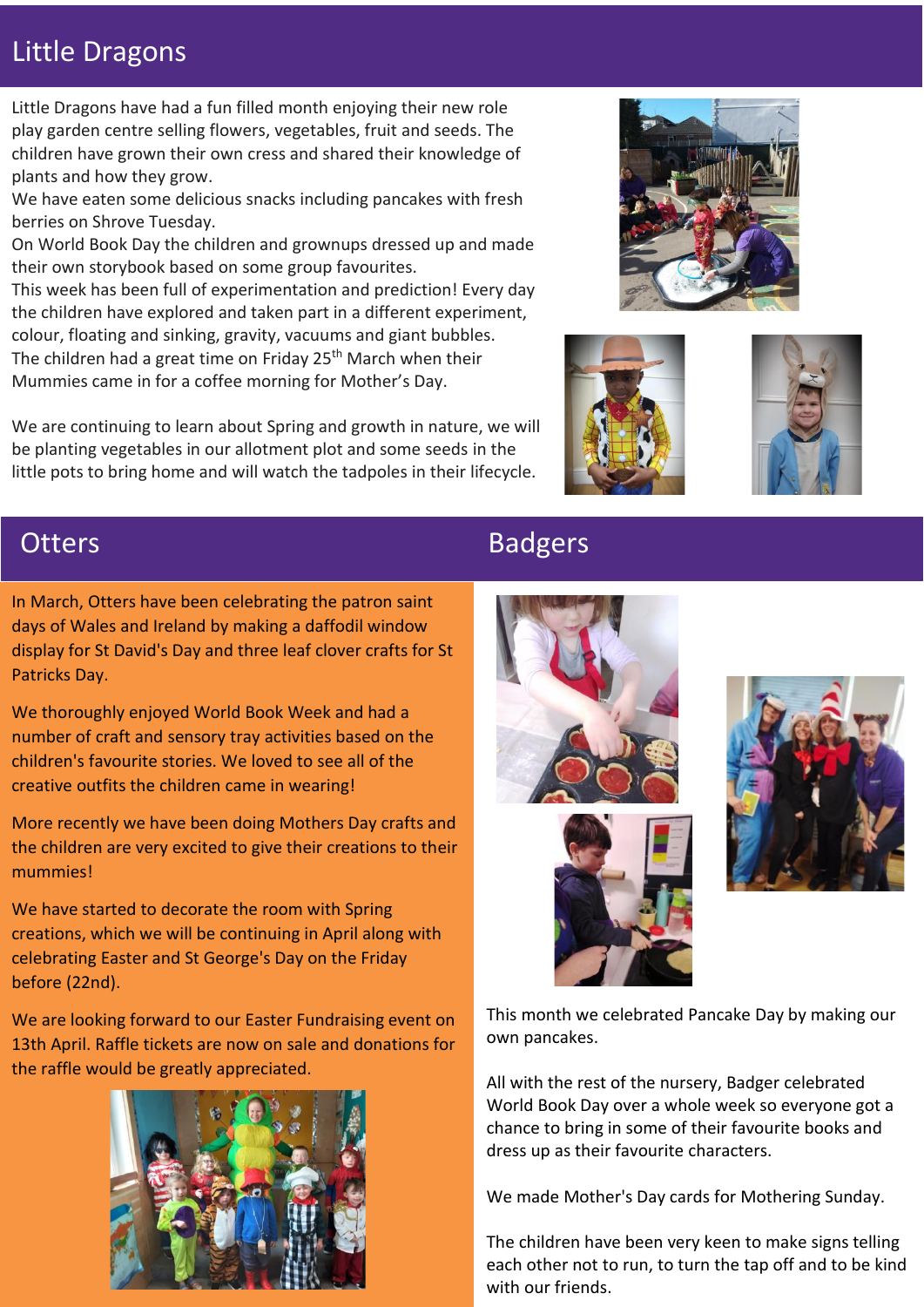## Little Dragons

Little Dragons have had a fun filled month enjoying their new role play garden centre selling flowers, vegetables, fruit and seeds. The children have grown their own cress and shared their knowledge of plants and how they grow.
We have eaten some delicious snacks including pancakes with fresh berries on Shrove Tuesday.
On World Book Day the children and grownups dressed up and made their own storybook based on some group favourites.
This week has been full of experimentation and prediction! Every day the children have explored and taken part in a different experiment, colour, floating and sinking, gravity, vacuums and giant bubbles.
The children had a great time on Friday 25th March when their Mummies came in for a coffee morning for Mother's Day.

We are continuing to learn about Spring and growth in nature, we will be planting vegetables in our allotment plot and some seeds in the little pots to bring home and will watch the tadpoles in their lifecycle.

## Otters

In March, Otters have been celebrating the patron saint days of Wales and Ireland by making a daffodil window display for St David's Day and three leaf clover crafts for St Patricks Day.

We thoroughly enjoyed World Book Week and had a number of craft and sensory tray activities based on the children's favourite stories. We loved to see all of the creative outfits the children came in wearing!

More recently we have been doing Mothers Day crafts and the children are very excited to give their creations to their mummies!

We have started to decorate the room with Spring creations, which we will be continuing in April along with celebrating Easter and St George's Day on the Friday before (22nd).

We are looking forward to our Easter Fundraising event on 13th April. Raffle tickets are now on sale and donations for the raffle would be greatly appreciated.

## Badgers

This month we celebrated Pancake Day by making our own pancakes.

All with the rest of the nursery, Badger celebrated World Book Day over a whole week so everyone got a chance to bring in some of their favourite books and dress up as their favourite characters.

We made Mother's Day cards for Mothering Sunday.

The children have been very keen to make signs telling each other not to run, to turn the tap off and to be kind with our friends.